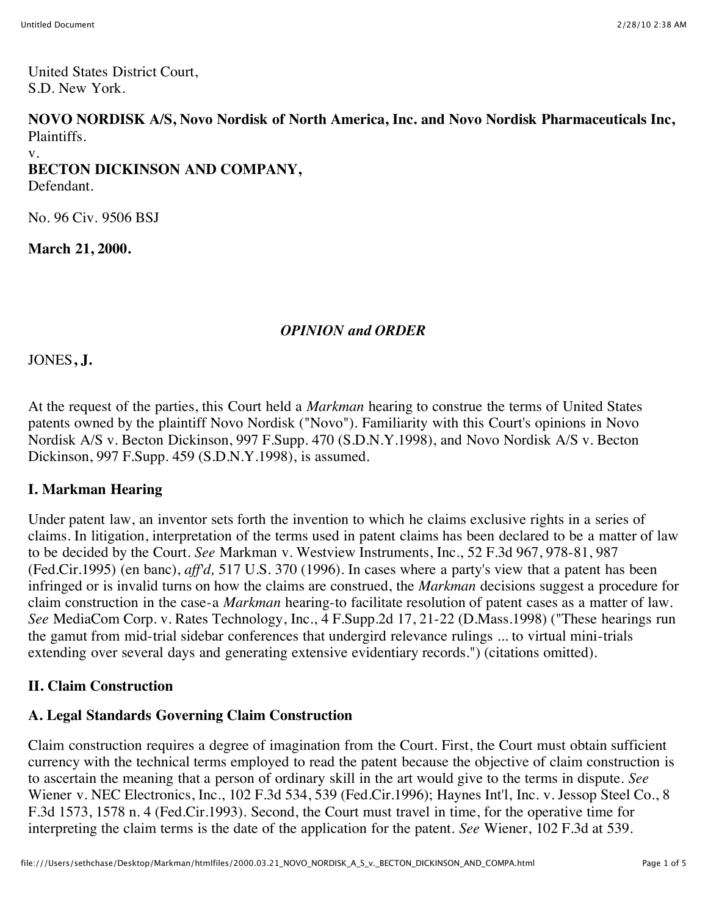United States District Court,
S.D. New York.

**NOVO NORDISK A/S, Novo Nordisk of North America, Inc. and Novo Nordisk Pharmaceuticals Inc,** Plaintiffs.
v.
**BECTON DICKINSON AND COMPANY,**
Defendant.

No. 96 Civ. 9506 BSJ

**March 21, 2000.**

*OPINION and ORDER*

JONES**, J.**

At the request of the parties, this Court held a *Markman* hearing to construe the terms of United States patents owned by the plaintiff Novo Nordisk ("Novo"). Familiarity with this Court's opinions in Novo Nordisk A/S v. Becton Dickinson, 997 F.Supp. 470 (S.D.N.Y.1998), and Novo Nordisk A/S v. Becton Dickinson, 997 F.Supp. 459 (S.D.N.Y.1998), is assumed.

## I. Markman Hearing

Under patent law, an inventor sets forth the invention to which he claims exclusive rights in a series of claims. In litigation, interpretation of the terms used in patent claims has been declared to be a matter of law to be decided by the Court. *See* Markman v. Westview Instruments, Inc., 52 F.3d 967, 978-81, 987 (Fed.Cir.1995) (en banc), *aff'd,* 517 U.S. 370 (1996). In cases where a party's view that a patent has been infringed or is invalid turns on how the claims are construed, the *Markman* decisions suggest a procedure for claim construction in the case-a *Markman* hearing-to facilitate resolution of patent cases as a matter of law. *See* MediaCom Corp. v. Rates Technology, Inc., 4 F.Supp.2d 17, 21-22 (D.Mass.1998) ("These hearings run the gamut from mid-trial sidebar conferences that undergird relevance rulings ... to virtual mini-trials extending over several days and generating extensive evidentiary records.") (citations omitted).

## II. Claim Construction

### A. Legal Standards Governing Claim Construction

Claim construction requires a degree of imagination from the Court. First, the Court must obtain sufficient currency with the technical terms employed to read the patent because the objective of claim construction is to ascertain the meaning that a person of ordinary skill in the art would give to the terms in dispute. *See* Wiener v. NEC Electronics, Inc., 102 F.3d 534, 539 (Fed.Cir.1996); Haynes Int'l, Inc. v. Jessop Steel Co., 8 F.3d 1573, 1578 n. 4 (Fed.Cir.1993). Second, the Court must travel in time, for the operative time for interpreting the claim terms is the date of the application for the patent. *See* Wiener, 102 F.3d at 539.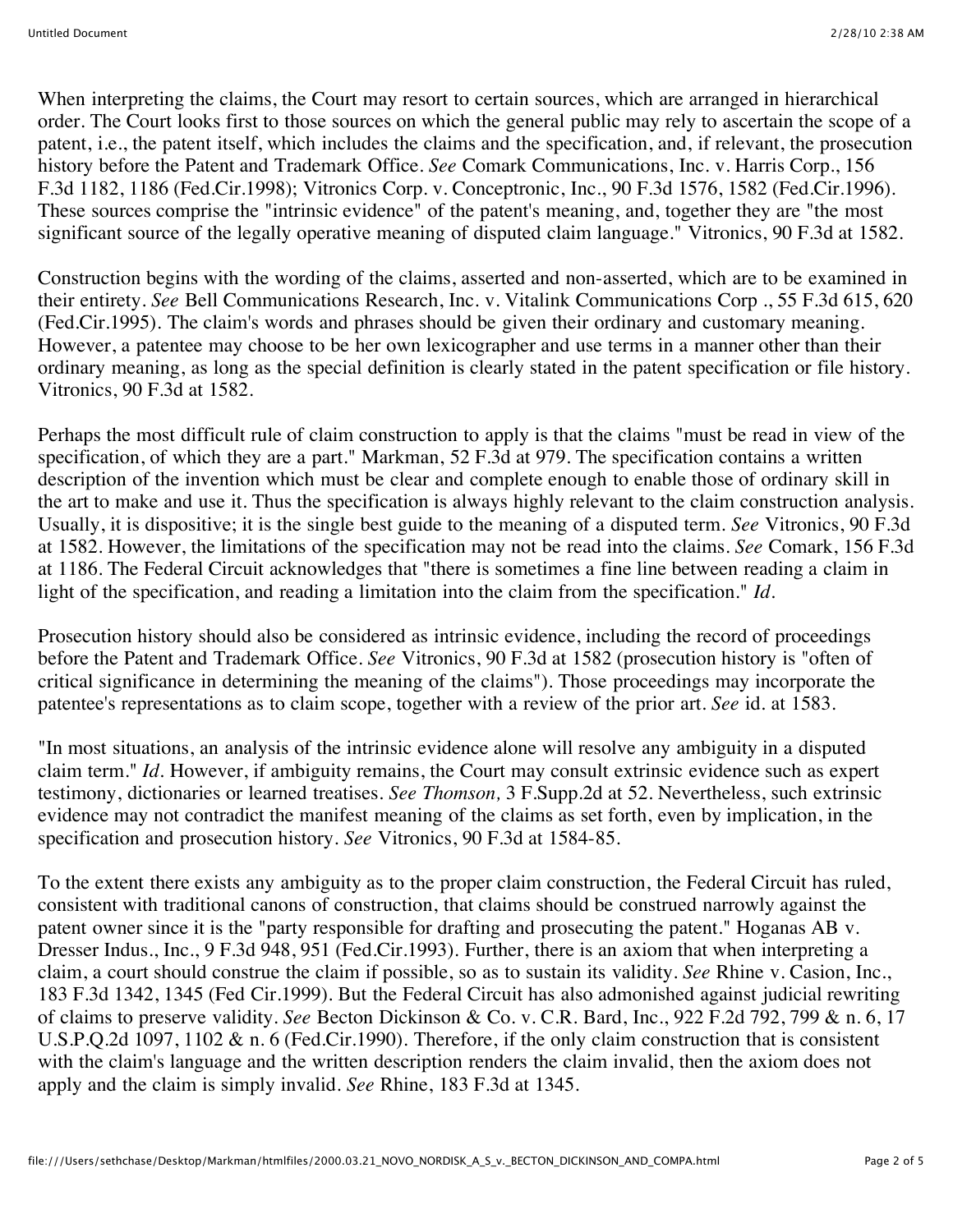When interpreting the claims, the Court may resort to certain sources, which are arranged in hierarchical order. The Court looks first to those sources on which the general public may rely to ascertain the scope of a patent, i.e., the patent itself, which includes the claims and the specification, and, if relevant, the prosecution history before the Patent and Trademark Office. *See* Comark Communications, Inc. v. Harris Corp., 156 F.3d 1182, 1186 (Fed.Cir.1998); Vitronics Corp. v. Conceptronic, Inc., 90 F.3d 1576, 1582 (Fed.Cir.1996). These sources comprise the "intrinsic evidence" of the patent's meaning, and, together they are "the most significant source of the legally operative meaning of disputed claim language." Vitronics, 90 F.3d at 1582.

Construction begins with the wording of the claims, asserted and non-asserted, which are to be examined in their entirety. *See* Bell Communications Research, Inc. v. Vitalink Communications Corp ., 55 F.3d 615, 620 (Fed.Cir.1995). The claim's words and phrases should be given their ordinary and customary meaning. However, a patentee may choose to be her own lexicographer and use terms in a manner other than their ordinary meaning, as long as the special definition is clearly stated in the patent specification or file history. Vitronics, 90 F.3d at 1582.

Perhaps the most difficult rule of claim construction to apply is that the claims "must be read in view of the specification, of which they are a part." Markman, 52 F.3d at 979. The specification contains a written description of the invention which must be clear and complete enough to enable those of ordinary skill in the art to make and use it. Thus the specification is always highly relevant to the claim construction analysis. Usually, it is dispositive; it is the single best guide to the meaning of a disputed term. *See* Vitronics, 90 F.3d at 1582. However, the limitations of the specification may not be read into the claims. *See* Comark, 156 F.3d at 1186. The Federal Circuit acknowledges that "there is sometimes a fine line between reading a claim in light of the specification, and reading a limitation into the claim from the specification." *Id*.

Prosecution history should also be considered as intrinsic evidence, including the record of proceedings before the Patent and Trademark Office. *See* Vitronics, 90 F.3d at 1582 (prosecution history is "often of critical significance in determining the meaning of the claims"). Those proceedings may incorporate the patentee's representations as to claim scope, together with a review of the prior art. *See* id. at 1583.

"In most situations, an analysis of the intrinsic evidence alone will resolve any ambiguity in a disputed claim term." *Id*. However, if ambiguity remains, the Court may consult extrinsic evidence such as expert testimony, dictionaries or learned treatises. *See Thomson,* 3 F.Supp.2d at 52. Nevertheless, such extrinsic evidence may not contradict the manifest meaning of the claims as set forth, even by implication, in the specification and prosecution history. *See* Vitronics, 90 F.3d at 1584-85.

To the extent there exists any ambiguity as to the proper claim construction, the Federal Circuit has ruled, consistent with traditional canons of construction, that claims should be construed narrowly against the patent owner since it is the "party responsible for drafting and prosecuting the patent." Hoganas AB v. Dresser Indus., Inc., 9 F.3d 948, 951 (Fed.Cir.1993). Further, there is an axiom that when interpreting a claim, a court should construe the claim if possible, so as to sustain its validity. *See* Rhine v. Casion, Inc., 183 F.3d 1342, 1345 (Fed Cir.1999). But the Federal Circuit has also admonished against judicial rewriting of claims to preserve validity. *See* Becton Dickinson & Co. v. C.R. Bard, Inc., 922 F.2d 792, 799 & n. 6, 17 U.S.P.Q.2d 1097, 1102 & n. 6 (Fed.Cir.1990). Therefore, if the only claim construction that is consistent with the claim's language and the written description renders the claim invalid, then the axiom does not apply and the claim is simply invalid. *See* Rhine, 183 F.3d at 1345.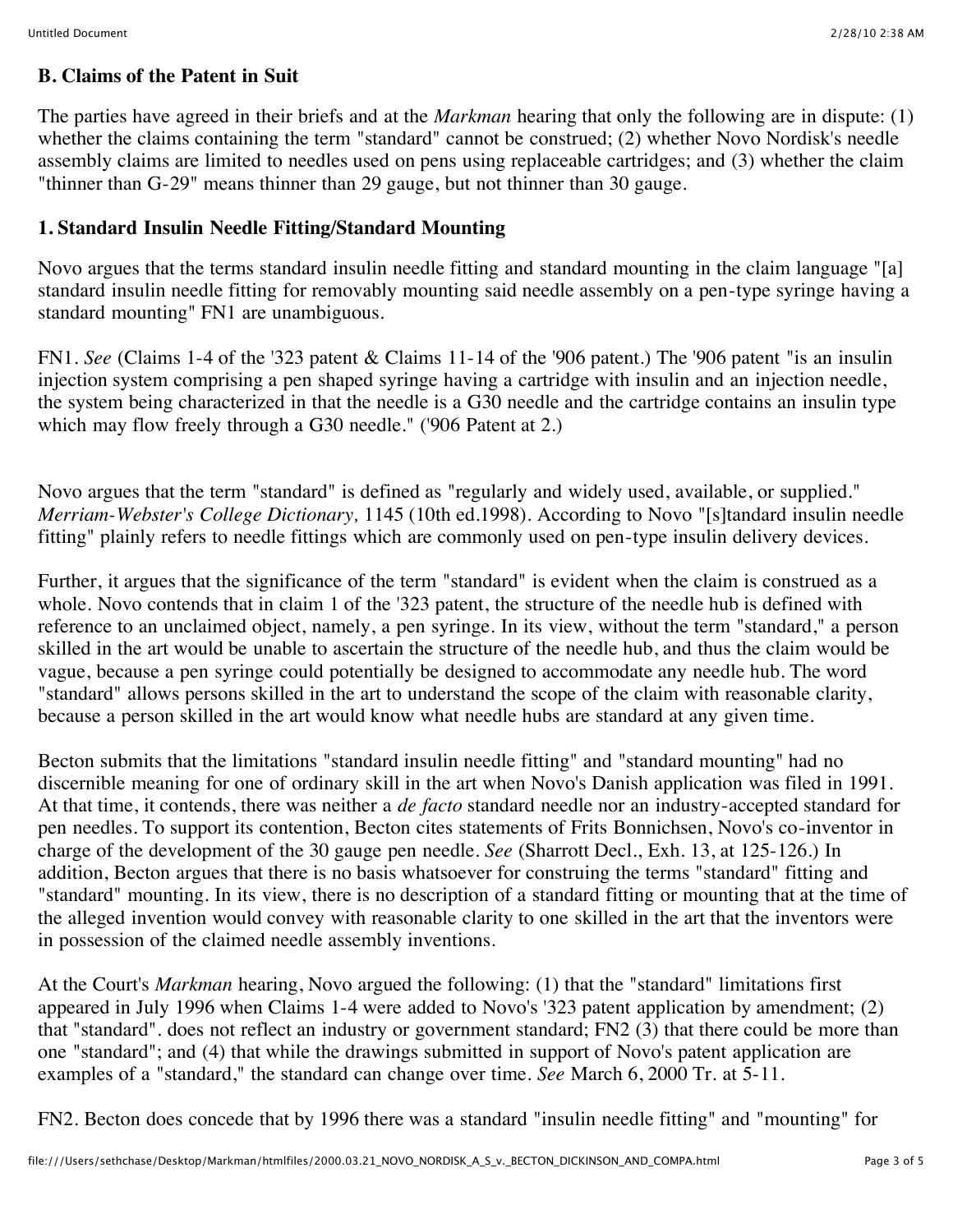## B. Claims of the Patent in Suit

The parties have agreed in their briefs and at the *Markman* hearing that only the following are in dispute: (1) whether the claims containing the term "standard" cannot be construed; (2) whether Novo Nordisk's needle assembly claims are limited to needles used on pens using replaceable cartridges; and (3) whether the claim "thinner than G-29" means thinner than 29 gauge, but not thinner than 30 gauge.

### 1. Standard Insulin Needle Fitting/Standard Mounting

Novo argues that the terms standard insulin needle fitting and standard mounting in the claim language "[a] standard insulin needle fitting for removably mounting said needle assembly on a pen-type syringe having a standard mounting" FN1 are unambiguous.

FN1. *See* (Claims 1-4 of the '323 patent & Claims 11-14 of the '906 patent.) The '906 patent "is an insulin injection system comprising a pen shaped syringe having a cartridge with insulin and an injection needle, the system being characterized in that the needle is a G30 needle and the cartridge contains an insulin type which may flow freely through a G30 needle." ('906 Patent at 2.)

Novo argues that the term "standard" is defined as "regularly and widely used, available, or supplied." *Merriam-Webster's College Dictionary,* 1145 (10th ed.1998). According to Novo "[s]tandard insulin needle fitting" plainly refers to needle fittings which are commonly used on pen-type insulin delivery devices.

Further, it argues that the significance of the term "standard" is evident when the claim is construed as a whole. Novo contends that in claim 1 of the '323 patent, the structure of the needle hub is defined with reference to an unclaimed object, namely, a pen syringe. In its view, without the term "standard," a person skilled in the art would be unable to ascertain the structure of the needle hub, and thus the claim would be vague, because a pen syringe could potentially be designed to accommodate any needle hub. The word "standard" allows persons skilled in the art to understand the scope of the claim with reasonable clarity, because a person skilled in the art would know what needle hubs are standard at any given time.

Becton submits that the limitations "standard insulin needle fitting" and "standard mounting" had no discernible meaning for one of ordinary skill in the art when Novo's Danish application was filed in 1991. At that time, it contends, there was neither a *de facto* standard needle nor an industry-accepted standard for pen needles. To support its contention, Becton cites statements of Frits Bonnichsen, Novo's co-inventor in charge of the development of the 30 gauge pen needle. *See* (Sharrott Decl., Exh. 13, at 125-126.) In addition, Becton argues that there is no basis whatsoever for construing the terms "standard" fitting and "standard" mounting. In its view, there is no description of a standard fitting or mounting that at the time of the alleged invention would convey with reasonable clarity to one skilled in the art that the inventors were in possession of the claimed needle assembly inventions.

At the Court's *Markman* hearing, Novo argued the following: (1) that the "standard" limitations first appeared in July 1996 when Claims 1-4 were added to Novo's '323 patent application by amendment; (2) that "standard". does not reflect an industry or government standard; FN2 (3) that there could be more than one "standard"; and (4) that while the drawings submitted in support of Novo's patent application are examples of a "standard," the standard can change over time. *See* March 6, 2000 Tr. at 5-11.

FN2. Becton does concede that by 1996 there was a standard "insulin needle fitting" and "mounting" for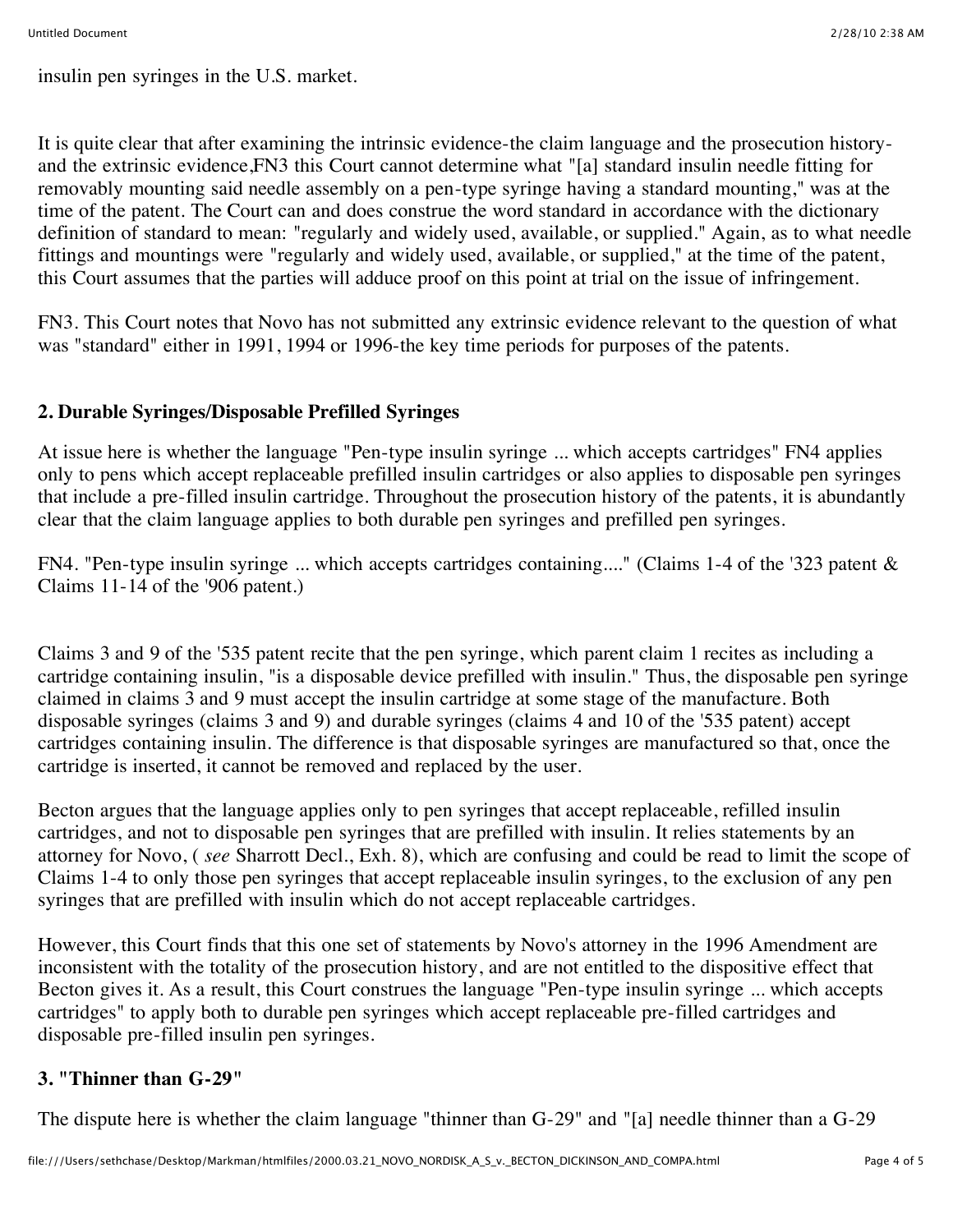insulin pen syringes in the U.S. market.

It is quite clear that after examining the intrinsic evidence-the claim language and the prosecution history-and the extrinsic evidence,FN3 this Court cannot determine what "[a] standard insulin needle fitting for removably mounting said needle assembly on a pen-type syringe having a standard mounting," was at the time of the patent. The Court can and does construe the word standard in accordance with the dictionary definition of standard to mean: "regularly and widely used, available, or supplied." Again, as to what needle fittings and mountings were "regularly and widely used, available, or supplied," at the time of the patent, this Court assumes that the parties will adduce proof on this point at trial on the issue of infringement.

FN3. This Court notes that Novo has not submitted any extrinsic evidence relevant to the question of what was "standard" either in 1991, 1994 or 1996-the key time periods for purposes of the patents.

**2. Durable Syringes/Disposable Prefilled Syringes**

At issue here is whether the language "Pen-type insulin syringe ... which accepts cartridges" FN4 applies only to pens which accept replaceable prefilled insulin cartridges or also applies to disposable pen syringes that include a pre-filled insulin cartridge. Throughout the prosecution history of the patents, it is abundantly clear that the claim language applies to both durable pen syringes and prefilled pen syringes.

FN4. "Pen-type insulin syringe ... which accepts cartridges containing...." (Claims 1-4 of the '323 patent & Claims 11-14 of the '906 patent.)

Claims 3 and 9 of the '535 patent recite that the pen syringe, which parent claim 1 recites as including a cartridge containing insulin, "is a disposable device prefilled with insulin." Thus, the disposable pen syringe claimed in claims 3 and 9 must accept the insulin cartridge at some stage of the manufacture. Both disposable syringes (claims 3 and 9) and durable syringes (claims 4 and 10 of the '535 patent) accept cartridges containing insulin. The difference is that disposable syringes are manufactured so that, once the cartridge is inserted, it cannot be removed and replaced by the user.

Becton argues that the language applies only to pen syringes that accept replaceable, refilled insulin cartridges, and not to disposable pen syringes that are prefilled with insulin. It relies statements by an attorney for Novo, ( *see* Sharrott Decl., Exh. 8), which are confusing and could be read to limit the scope of Claims 1-4 to only those pen syringes that accept replaceable insulin syringes, to the exclusion of any pen syringes that are prefilled with insulin which do not accept replaceable cartridges.

However, this Court finds that this one set of statements by Novo's attorney in the 1996 Amendment are inconsistent with the totality of the prosecution history, and are not entitled to the dispositive effect that Becton gives it. As a result, this Court construes the language "Pen-type insulin syringe ... which accepts cartridges" to apply both to durable pen syringes which accept replaceable pre-filled cartridges and disposable pre-filled insulin pen syringes.

**3. "Thinner than G-29"**

The dispute here is whether the claim language "thinner than G-29" and "[a] needle thinner than a G-29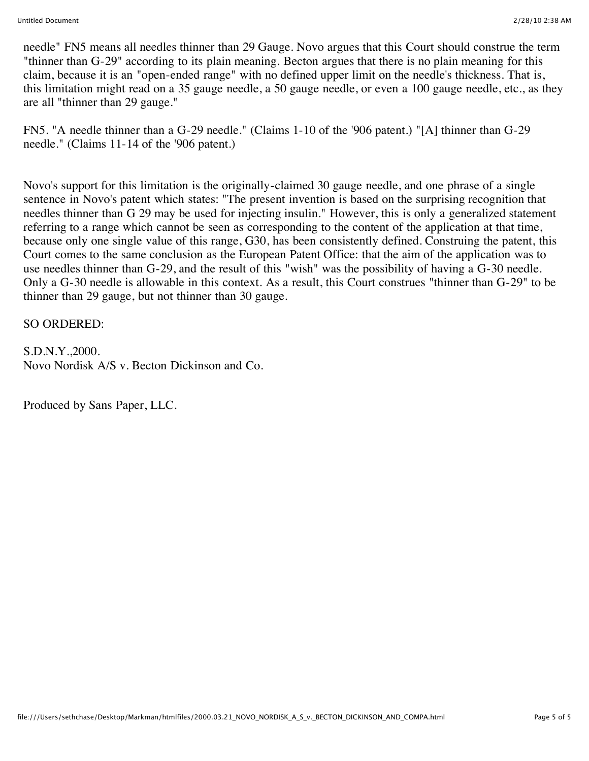needle" FN5 means all needles thinner than 29 Gauge. Novo argues that this Court should construe the term "thinner than G-29" according to its plain meaning. Becton argues that there is no plain meaning for this claim, because it is an "open-ended range" with no defined upper limit on the needle's thickness. That is, this limitation might read on a 35 gauge needle, a 50 gauge needle, or even a 100 gauge needle, etc., as they are all "thinner than 29 gauge."

FN5. "A needle thinner than a G-29 needle." (Claims 1-10 of the '906 patent.) "[A] thinner than G-29 needle." (Claims 11-14 of the '906 patent.)

Novo's support for this limitation is the originally-claimed 30 gauge needle, and one phrase of a single sentence in Novo's patent which states: "The present invention is based on the surprising recognition that needles thinner than G 29 may be used for injecting insulin." However, this is only a generalized statement referring to a range which cannot be seen as corresponding to the content of the application at that time, because only one single value of this range, G30, has been consistently defined. Construing the patent, this Court comes to the same conclusion as the European Patent Office: that the aim of the application was to use needles thinner than G-29, and the result of this "wish" was the possibility of having a G-30 needle. Only a G-30 needle is allowable in this context. As a result, this Court construes "thinner than G-29" to be thinner than 29 gauge, but not thinner than 30 gauge.

SO ORDERED:

S.D.N.Y.,2000.
Novo Nordisk A/S v. Becton Dickinson and Co.

Produced by Sans Paper, LLC.